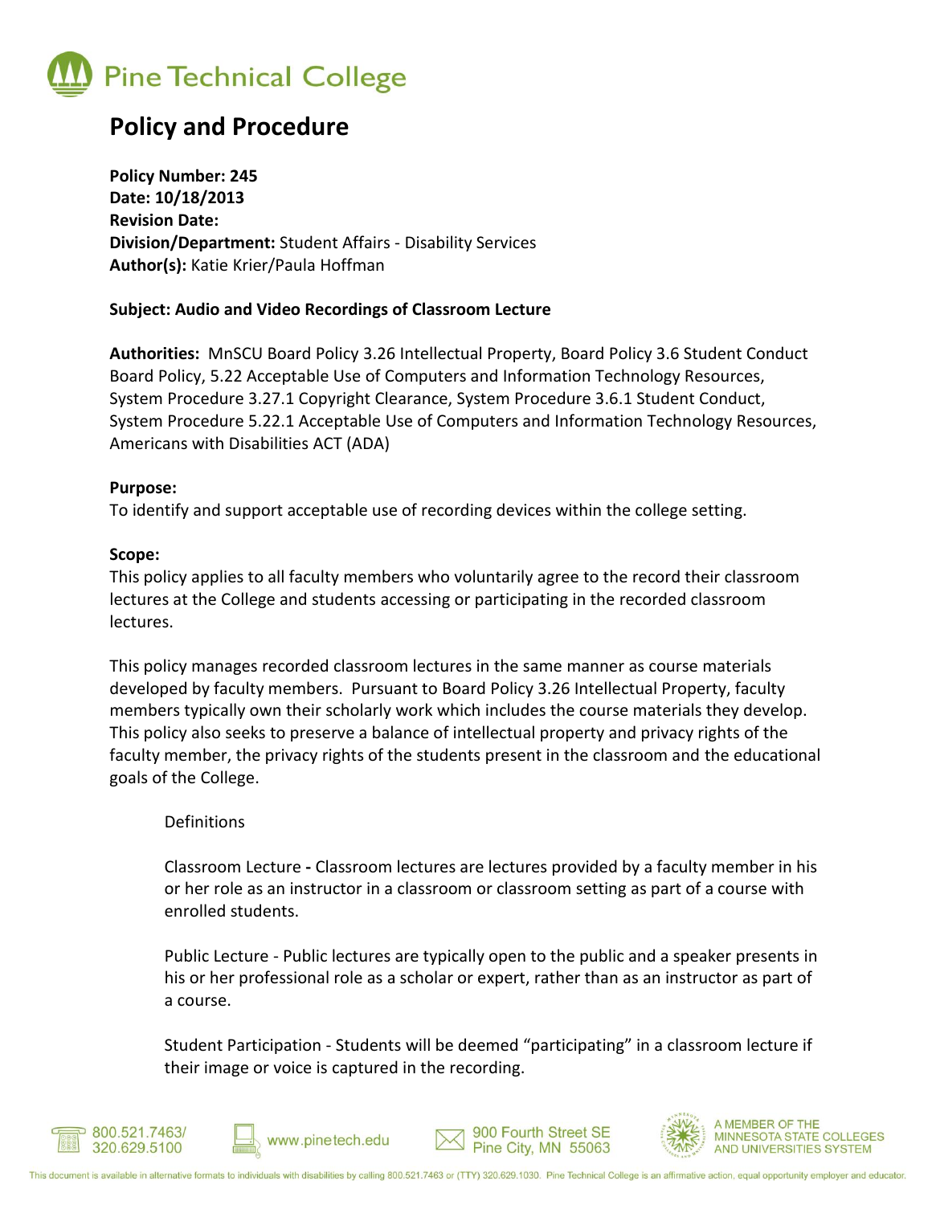# Pine Technical College

## Policy and Procedure

**Policy Number: 245**
**Date: 10/18/2013**
**Revision Date:**
**Division/Department:** Student Affairs - Disability Services
**Author(s):** Katie Krier/Paula Hoffman

**Subject: Audio and Video Recordings of Classroom Lecture**

**Authorities:** MnSCU Board Policy 3.26 Intellectual Property, Board Policy 3.6 Student Conduct Board Policy, 5.22 Acceptable Use of Computers and Information Technology Resources, System Procedure 3.27.1 Copyright Clearance, System Procedure 3.6.1 Student Conduct, System Procedure 5.22.1 Acceptable Use of Computers and Information Technology Resources, Americans with Disabilities ACT (ADA)

**Purpose:**
To identify and support acceptable use of recording devices within the college setting.

**Scope:**
This policy applies to all faculty members who voluntarily agree to the record their classroom lectures at the College and students accessing or participating in the recorded classroom lectures.

This policy manages recorded classroom lectures in the same manner as course materials developed by faculty members. Pursuant to Board Policy 3.26 Intellectual Property, faculty members typically own their scholarly work which includes the course materials they develop. This policy also seeks to preserve a balance of intellectual property and privacy rights of the faculty member, the privacy rights of the students present in the classroom and the educational goals of the College.

Definitions

Classroom Lecture **-** Classroom lectures are lectures provided by a faculty member in his or her role as an instructor in a classroom or classroom setting as part of a course with enrolled students.

Public Lecture - Public lectures are typically open to the public and a speaker presents in his or her professional role as a scholar or expert, rather than as an instructor as part of a course.

Student Participation - Students will be deemed "participating" in a classroom lecture if their image or voice is captured in the recording.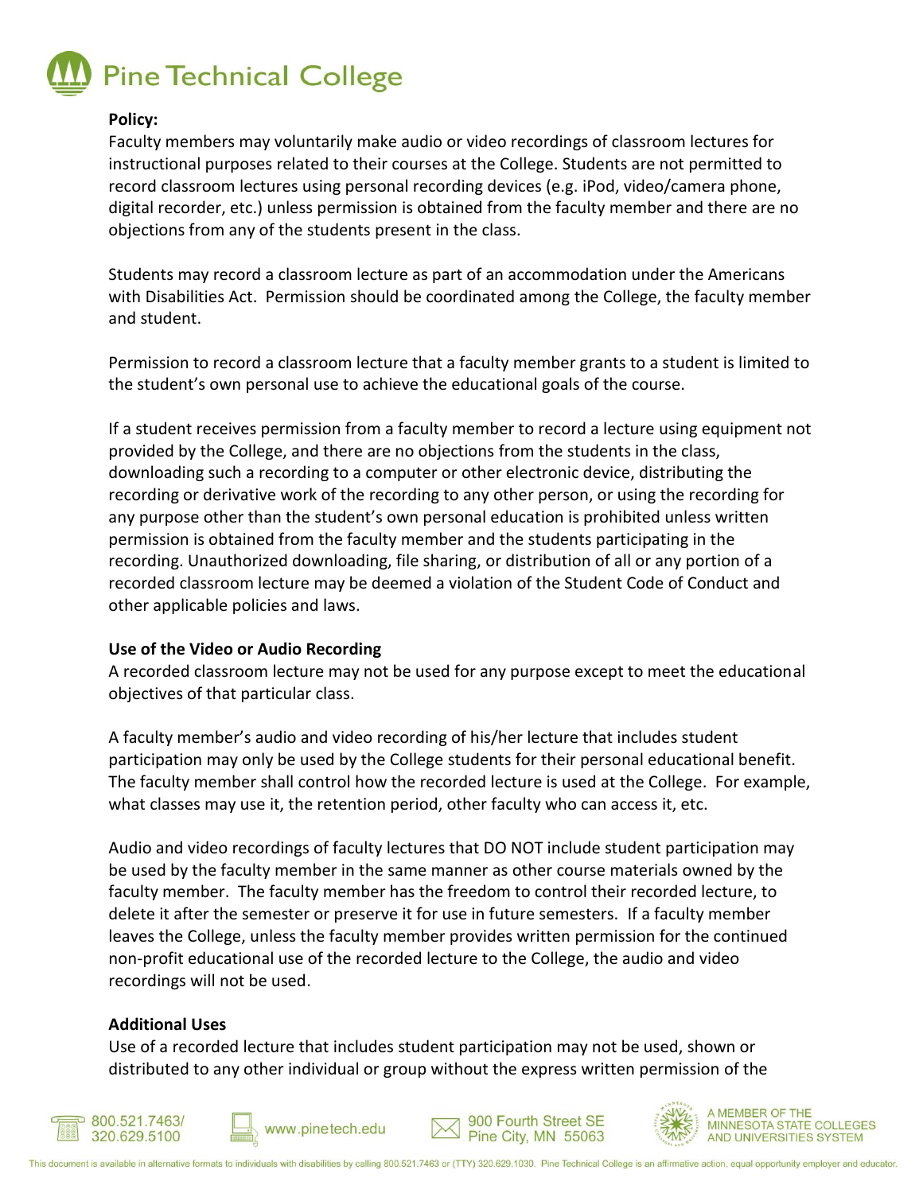**Policy:**

Faculty members may voluntarily make audio or video recordings of classroom lectures for instructional purposes related to their courses at the College. Students are not permitted to record classroom lectures using personal recording devices (e.g. iPod, video/camera phone, digital recorder, etc.) unless permission is obtained from the faculty member and there are no objections from any of the students present in the class.

Students may record a classroom lecture as part of an accommodation under the Americans with Disabilities Act. Permission should be coordinated among the College, the faculty member and student.

Permission to record a classroom lecture that a faculty member grants to a student is limited to the student's own personal use to achieve the educational goals of the course.

If a student receives permission from a faculty member to record a lecture using equipment not provided by the College, and there are no objections from the students in the class, downloading such a recording to a computer or other electronic device, distributing the recording or derivative work of the recording to any other person, or using the recording for any purpose other than the student's own personal education is prohibited unless written permission is obtained from the faculty member and the students participating in the recording. Unauthorized downloading, file sharing, or distribution of all or any portion of a recorded classroom lecture may be deemed a violation of the Student Code of Conduct and other applicable policies and laws.

**Use of the Video or Audio Recording**

A recorded classroom lecture may not be used for any purpose except to meet the educational objectives of that particular class.

A faculty member's audio and video recording of his/her lecture that includes student participation may only be used by the College students for their personal educational benefit. The faculty member shall control how the recorded lecture is used at the College. For example, what classes may use it, the retention period, other faculty who can access it, etc.

Audio and video recordings of faculty lectures that DO NOT include student participation may be used by the faculty member in the same manner as other course materials owned by the faculty member. The faculty member has the freedom to control their recorded lecture, to delete it after the semester or preserve it for use in future semesters. If a faculty member leaves the College, unless the faculty member provides written permission for the continued non-profit educational use of the recorded lecture to the College, the audio and video recordings will not be used.

**Additional Uses**

Use of a recorded lecture that includes student participation may not be used, shown or distributed to any other individual or group without the express written permission of the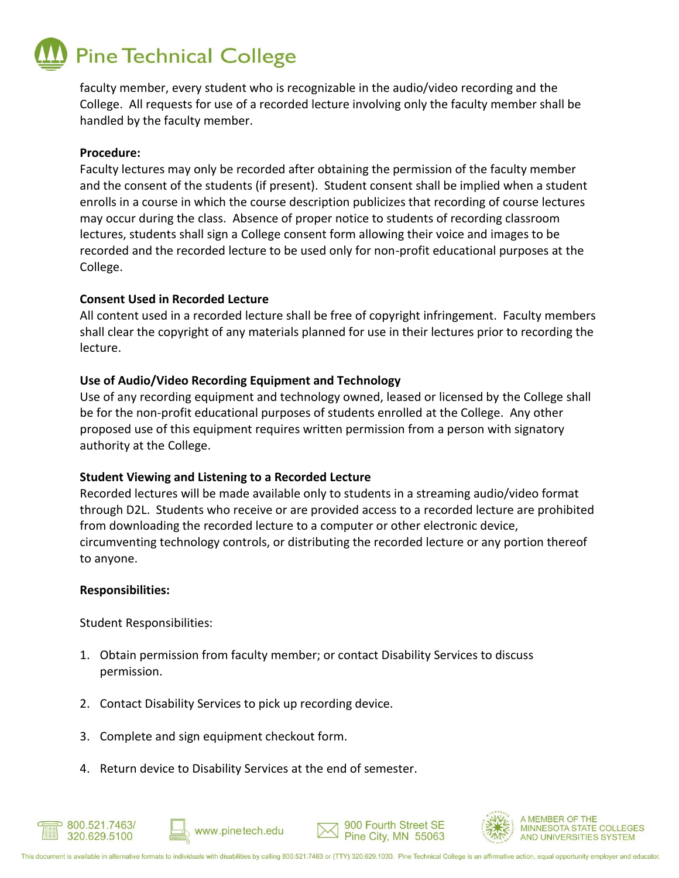faculty member, every student who is recognizable in the audio/video recording and the College. All requests for use of a recorded lecture involving only the faculty member shall be handled by the faculty member.

**Procedure:**

Faculty lectures may only be recorded after obtaining the permission of the faculty member and the consent of the students (if present). Student consent shall be implied when a student enrolls in a course in which the course description publicizes that recording of course lectures may occur during the class. Absence of proper notice to students of recording classroom lectures, students shall sign a College consent form allowing their voice and images to be recorded and the recorded lecture to be used only for non-profit educational purposes at the College.

**Consent Used in Recorded Lecture**

All content used in a recorded lecture shall be free of copyright infringement. Faculty members shall clear the copyright of any materials planned for use in their lectures prior to recording the lecture.

**Use of Audio/Video Recording Equipment and Technology**

Use of any recording equipment and technology owned, leased or licensed by the College shall be for the non-profit educational purposes of students enrolled at the College. Any other proposed use of this equipment requires written permission from a person with signatory authority at the College.

**Student Viewing and Listening to a Recorded Lecture**

Recorded lectures will be made available only to students in a streaming audio/video format through D2L. Students who receive or are provided access to a recorded lecture are prohibited from downloading the recorded lecture to a computer or other electronic device, circumventing technology controls, or distributing the recorded lecture or any portion thereof to anyone.

**Responsibilities:**

Student Responsibilities:

1. Obtain permission from faculty member; or contact Disability Services to discuss permission.
2. Contact Disability Services to pick up recording device.
3. Complete and sign equipment checkout form.
4. Return device to Disability Services at the end of semester.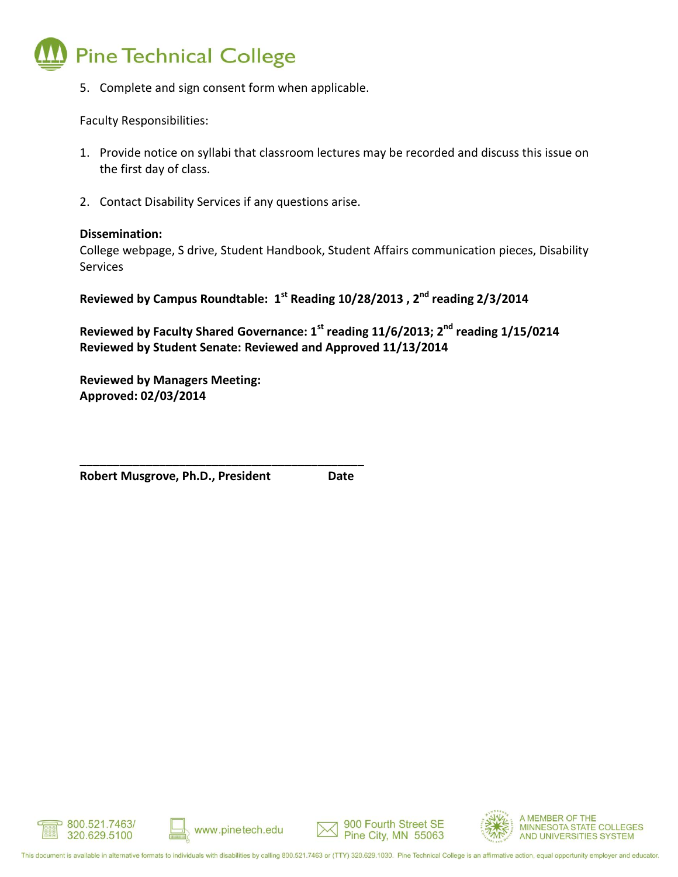5. Complete and sign consent form when applicable.

Faculty Responsibilities:

1. Provide notice on syllabi that classroom lectures may be recorded and discuss this issue on the first day of class.

2. Contact Disability Services if any questions arise.

**Dissemination:**
College webpage, S drive, Student Handbook, Student Affairs communication pieces, Disability Services

**Reviewed by Campus Roundtable: 1st Reading 10/28/2013 , 2nd reading 2/3/2014**

**Reviewed by Faculty Shared Governance: 1st reading 11/6/2013; 2nd reading 1/15/0214**
**Reviewed by Student Senate: Reviewed and Approved 11/13/2014**

**Reviewed by Managers Meeting:**
**Approved: 02/03/2014**

______________________________________________
**Robert Musgrove, Ph.D., President** **Date**